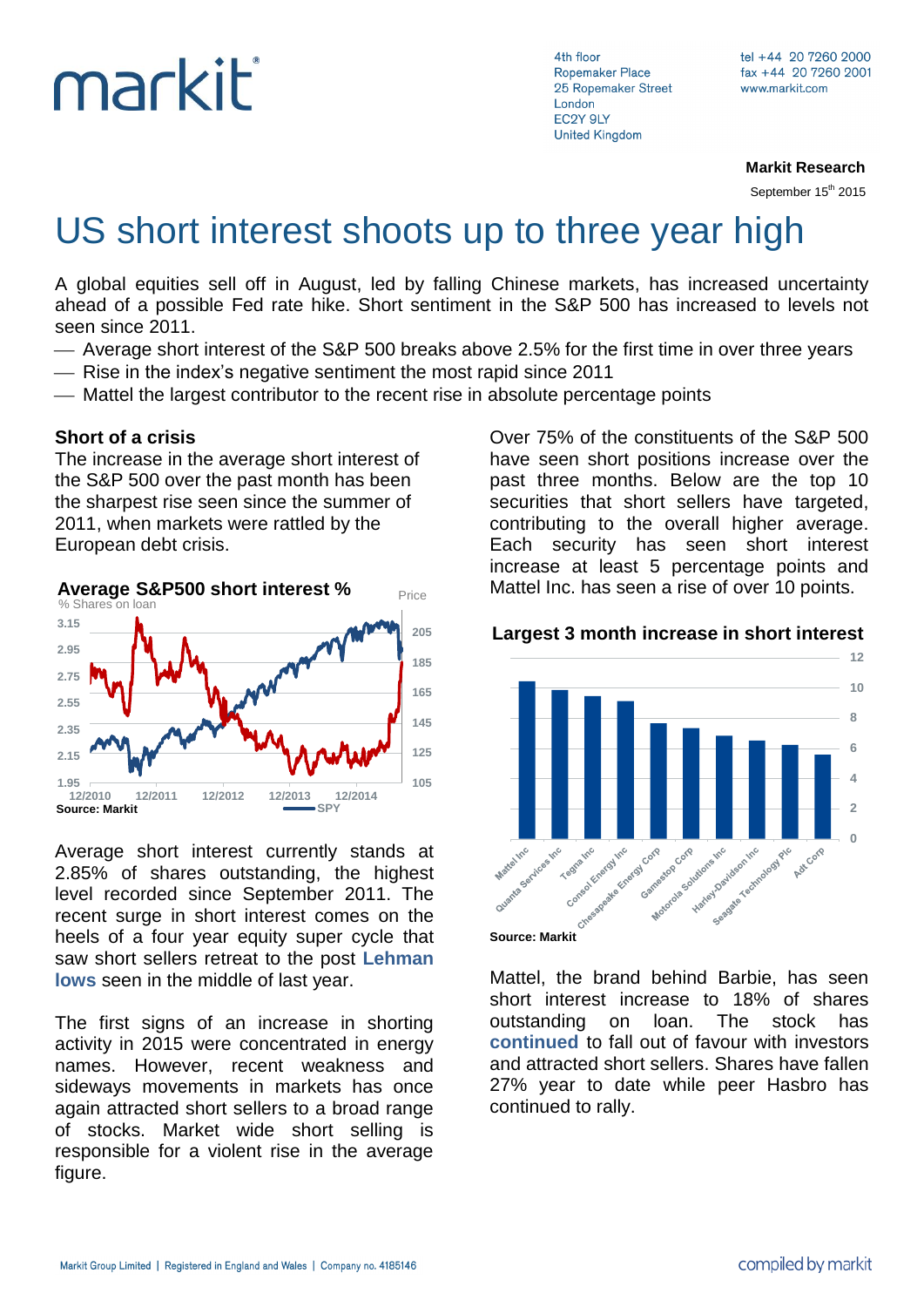markit

4th floor
Ropemaker Place
25 Ropemaker Street
London
EC2Y 9LY
United Kingdom

tel +44 20 7260 2000
fax +44 20 7260 2001
www.markit.com

**Markit Research**

September 15th 2015

# US short interest shoots up to three year high

A global equities sell off in August, led by falling Chinese markets, has increased uncertainty ahead of a possible Fed rate hike. Short sentiment in the S&P 500 has increased to levels not seen since 2011.

- Average short interest of the S&P 500 breaks above 2.5% for the first time in over three years
- Rise in the index's negative sentiment the most rapid since 2011
- Mattel the largest contributor to the recent rise in absolute percentage points

### Short of a crisis

The increase in the average short interest of the S&P 500 over the past month has been the sharpest rise seen since the summer of 2011, when markets were rattled by the European debt crisis.

**Average S&P500 short interest %**

Source: Markit

Average short interest currently stands at 2.85% of shares outstanding, the highest level recorded since September 2011. The recent surge in short interest comes on the heels of a four year equity super cycle that saw short sellers retreat to the post **Lehman lows** seen in the middle of last year.

The first signs of an increase in shorting activity in 2015 were concentrated in energy names. However, recent weakness and sideways movements in markets has once again attracted short sellers to a broad range of stocks. Market wide short selling is responsible for a violent rise in the average figure.

Over 75% of the constituents of the S&P 500 have seen short positions increase over the past three months. Below are the top 10 securities that short sellers have targeted, contributing to the overall higher average. Each security has seen short interest increase at least 5 percentage points and Mattel Inc. has seen a rise of over 10 points.

**Largest 3 month increase in short interest**

Source: Markit

Mattel, the brand behind Barbie, has seen short interest increase to 18% of shares outstanding on loan. The stock has **continued** to fall out of favour with investors and attracted short sellers. Shares have fallen 27% year to date while peer Hasbro has continued to rally.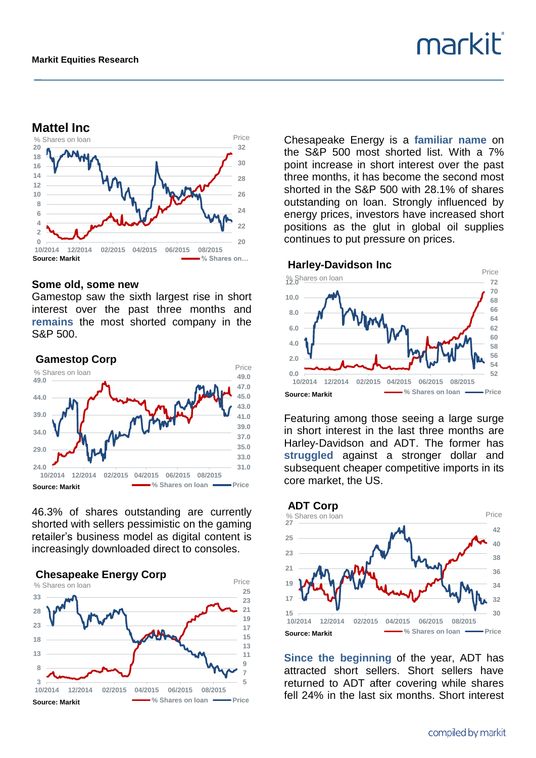## Mattel Inc

Source: Markit

### Some old, some new

Gamestop saw the sixth largest rise in short interest over the past three months and **remains** the most shorted company in the S&P 500.

## Gamestop Corp

Source: Markit

46.3% of shares outstanding are currently shorted with sellers pessimistic on the gaming retailer's business model as digital content is increasingly downloaded direct to consoles.

## Chesapeake Energy Corp

Source: Markit

Chesapeake Energy is a **familiar name** on the S&P 500 most shorted list. With a 7% point increase in short interest over the past three months, it has become the second most shorted in the S&P 500 with 28.1% of shares outstanding on loan. Strongly influenced by energy prices, investors have increased short positions as the glut in global oil supplies continues to put pressure on prices.

## Harley-Davidson Inc

Source: Markit

Featuring among those seeing a large surge in short interest in the last three months are Harley-Davidson and ADT. The former has **struggled** against a stronger dollar and subsequent cheaper competitive imports in its core market, the US.

## ADT Corp

Source: Markit

**Since the beginning** of the year, ADT has attracted short sellers. Short sellers have returned to ADT after covering while shares fell 24% in the last six months. Short interest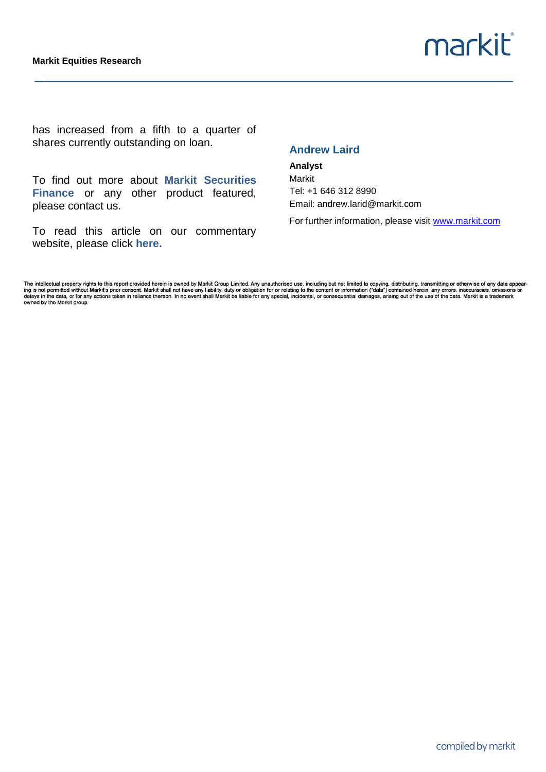has increased from a fifth to a quarter of shares currently outstanding on loan.

To find out more about **Markit Securities Finance** or any other product featured, please contact us.

To read this article on our commentary website, please click **here.**

**Andrew Laird**

**Analyst**
Markit
Tel: +1 646 312 8990
Email: andrew.larid@markit.com

For further information, please visit www.markit.com

The intellectual property rights to this report provided herein is owned by Markit Group Limited. Any unauthorised use, including but not limited to copying, distributing, transmitting or otherwise of any data appearing is not permitted without Markit's prior consent. Markit shall not have any liability, duty or obligation for or relating to the content or information ("data") contained herein, any errors, inaccuracies, omissions or delays in the data, or for any actions taken in reliance thereon. In no event shall Markit be liable for any special, incidental, or consequential damages, arising out of the use of the data. Markit is a trademark owned by the Markit group.